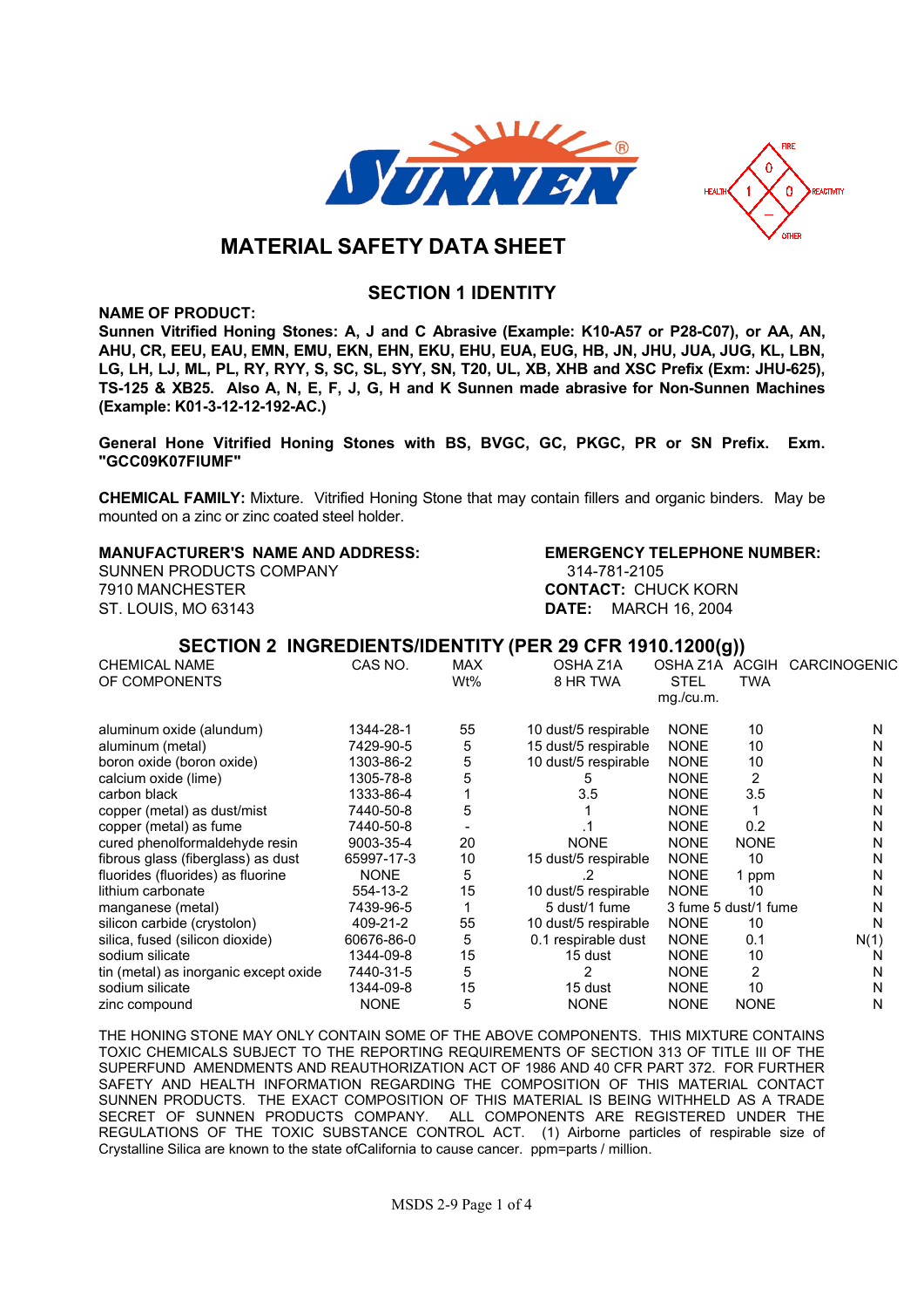SUNNEN®

FIRE 0 | HEALTH 1 | REACTIVITY 0 | OTHER —

# MATERIAL SAFETY DATA SHEET

## SECTION 1 IDENTITY

**NAME OF PRODUCT:**

**Sunnen Vitrified Honing Stones: A, J and C Abrasive (Example: K10-A57 or P28-C07), or AA, AN, AHU, CR, EEU, EAU, EMN, EMU, EKN, EHN, EKU, EHU, EUA, EUG, HB, JN, JHU, JUA, JUG, KL, LBN, LG, LH, LJ, ML, PL, RY, RYY, S, SC, SL, SYY, SN, T20, UL, XB, XHB and XSC Prefix (Exm: JHU-625), TS-125 & XB25. Also A, N, E, F, J, G, H and K Sunnen made abrasive for Non-Sunnen Machines (Example: K01-3-12-12-192-AC.)**

**General Hone Vitrified Honing Stones with BS, BVGC, GC, PKGC, PR or SN Prefix. Exm. "GCC09K07FIUMF"**

**CHEMICAL FAMILY:** Mixture. Vitrified Honing Stone that may contain fillers and organic binders. May be mounted on a zinc or zinc coated steel holder.

**MANUFACTURER'S NAME AND ADDRESS:**
SUNNEN PRODUCTS COMPANY
7910 MANCHESTER
ST. LOUIS, MO 63143

**EMERGENCY TELEPHONE NUMBER:**
314-781-2105
**CONTACT:** CHUCK KORN
**DATE:** MARCH 16, 2004

## SECTION 2 INGREDIENTS/IDENTITY (PER 29 CFR 1910.1200(g))

| CHEMICAL NAME OF COMPONENTS | CAS NO. | MAX Wt% | OSHA Z1A 8 HR TWA | OSHA Z1A STEL mg./cu.m. | ACGIH TWA | CARCINOGENIC |
|---|---|---|---|---|---|---|
| aluminum oxide (alundum) | 1344-28-1 | 55 | 10 dust/5 respirable | NONE | 10 | N |
| aluminum (metal) | 7429-90-5 | 5 | 15 dust/5 respirable | NONE | 10 | N |
| boron oxide (boron oxide) | 1303-86-2 | 5 | 10 dust/5 respirable | NONE | 10 | N |
| calcium oxide (lime) | 1305-78-8 | 5 | 5 | NONE | 2 | N |
| carbon black | 1333-86-4 | 1 | 3.5 | NONE | 3.5 | N |
| copper (metal) as dust/mist | 7440-50-8 | 5 | 1 | NONE | 1 | N |
| copper (metal) as fume | 7440-50-8 | - | .1 | NONE | 0.2 | N |
| cured phenolformaldehyde resin | 9003-35-4 | 20 | NONE | NONE | NONE | N |
| fibrous glass (fiberglass) as dust | 65997-17-3 | 10 | 15 dust/5 respirable | NONE | 10 | N |
| fluorides (fluorides) as fluorine | NONE | 5 | .2 | NONE | 1 ppm | N |
| lithium carbonate | 554-13-2 | 15 | 10 dust/5 respirable | NONE | 10 | N |
| manganese (metal) | 7439-96-5 | 1 | 5 dust/1 fume | 3 fume | 5 dust/1 fume | N |
| silicon carbide (crystolon) | 409-21-2 | 55 | 10 dust/5 respirable | NONE | 10 | N |
| silica, fused (silicon dioxide) | 60676-86-0 | 5 | 0.1 respirable dust | NONE | 0.1 | N(1) |
| sodium silicate | 1344-09-8 | 15 | 15 dust | NONE | 10 | N |
| tin (metal) as inorganic except oxide | 7440-31-5 | 5 | 2 | NONE | 2 | N |
| sodium silicate | 1344-09-8 | 15 | 15 dust | NONE | 10 | N |
| zinc compound | NONE | 5 | NONE | NONE | NONE | N |

THE HONING STONE MAY ONLY CONTAIN SOME OF THE ABOVE COMPONENTS. THIS MIXTURE CONTAINS TOXIC CHEMICALS SUBJECT TO THE REPORTING REQUIREMENTS OF SECTION 313 OF TITLE III OF THE SUPERFUND AMENDMENTS AND REAUTHORIZATION ACT OF 1986 AND 40 CFR PART 372. FOR FURTHER SAFETY AND HEALTH INFORMATION REGARDING THE COMPOSITION OF THIS MATERIAL CONTACT SUNNEN PRODUCTS. THE EXACT COMPOSITION OF THIS MATERIAL IS BEING WITHHELD AS A TRADE SECRET OF SUNNEN PRODUCTS COMPANY. ALL COMPONENTS ARE REGISTERED UNDER THE REGULATIONS OF THE TOXIC SUBSTANCE CONTROL ACT. (1) Airborne particles of respirable size of Crystalline Silica are known to the state ofCalifornia to cause cancer. ppm=parts / million.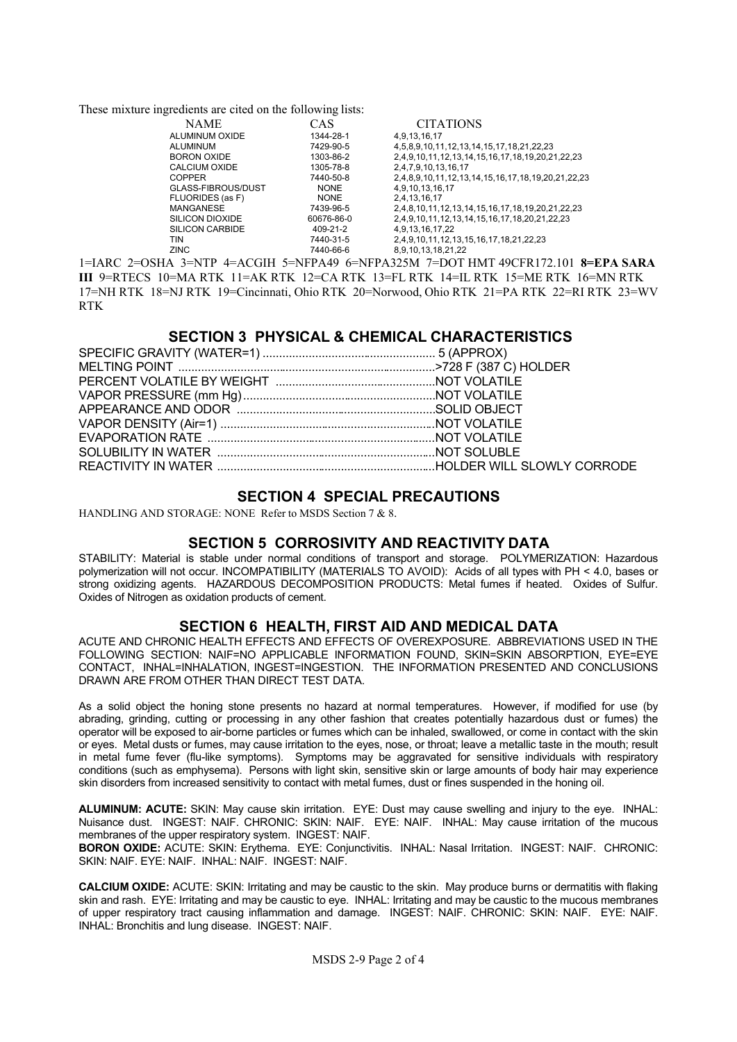These mixture ingredients are cited on the following lists:

| NAME | CAS | CITATIONS |
| --- | --- | --- |
| ALUMINUM OXIDE | 1344-28-1 | 4,9,13,16,17 |
| ALUMINUM | 7429-90-5 | 4,5,8,9,10,11,12,13,14,15,17,18,21,22,23 |
| BORON OXIDE | 1303-86-2 | 2,4,9,10,11,12,13,14,15,16,17,18,19,20,21,22,23 |
| CALCIUM OXIDE | 1305-78-8 | 2,4,7,9,10,13,16,17 |
| COPPER | 7440-50-8 | 2,4,8,9,10,11,12,13,14,15,16,17,18,19,20,21,22,23 |
| GLASS-FIBROUS/DUST | NONE | 4,9,10,13,16,17 |
| FLUORIDES (as F) | NONE | 2,4,13,16,17 |
| MANGANESE | 7439-96-5 | 2,4,8,10,11,12,13,14,15,16,17,18,19,20,21,22,23 |
| SILICON DIOXIDE | 60676-86-0 | 2,4,9,10,11,12,13,14,15,16,17,18,20,21,22,23 |
| SILICON CARBIDE | 409-21-2 | 4,9,13,16,17,22 |
| TIN | 7440-31-5 | 2,4,9,10,11,12,13,15,16,17,18,21,22,23 |
| ZINC | 7440-66-6 | 8,9,10,13,18,21,22 |

1=IARC 2=OSHA 3=NTP 4=ACGIH 5=NFPA49 6=NFPA325M 7=DOT HMT 49CFR172.101 **8=EPA SARA III** 9=RTECS 10=MA RTK 11=AK RTK 12=CA RTK 13=FL RTK 14=IL RTK 15=ME RTK 16=MN RTK 17=NH RTK 18=NJ RTK 19=Cincinnati, Ohio RTK 20=Norwood, Ohio RTK 21=PA RTK 22=RI RTK 23=WV RTK

## SECTION 3 PHYSICAL & CHEMICAL CHARACTERISTICS

SPECIFIC GRAVITY (WATER=1) .................................................... 5 (APPROX)
MELTING POINT ..............................................................................>728 F (387 C) HOLDER
PERCENT VOLATILE BY WEIGHT ................................................NOT VOLATILE
VAPOR PRESSURE (mm Hg)...........................................................NOT VOLATILE
APPEARANCE AND ODOR ............................................................SOLID OBJECT
VAPOR DENSITY (Air=1) .................................................................NOT VOLATILE
EVAPORATION RATE .....................................................................NOT VOLATILE
SOLUBILITY IN WATER ..................................................................NOT SOLUBLE
REACTIVITY IN WATER ..................................................................HOLDER WILL SLOWLY CORRODE

## SECTION 4 SPECIAL PRECAUTIONS

HANDLING AND STORAGE: NONE Refer to MSDS Section 7 & 8.

## SECTION 5 CORROSIVITY AND REACTIVITY DATA

STABILITY: Material is stable under normal conditions of transport and storage. POLYMERIZATION: Hazardous polymerization will not occur. INCOMPATIBILITY (MATERIALS TO AVOID): Acids of all types with PH < 4.0, bases or strong oxidizing agents. HAZARDOUS DECOMPOSITION PRODUCTS: Metal fumes if heated. Oxides of Sulfur. Oxides of Nitrogen as oxidation products of cement.

## SECTION 6 HEALTH, FIRST AID AND MEDICAL DATA

ACUTE AND CHRONIC HEALTH EFFECTS AND EFFECTS OF OVEREXPOSURE. ABBREVIATIONS USED IN THE FOLLOWING SECTION: NAIF=NO APPLICABLE INFORMATION FOUND, SKIN=SKIN ABSORPTION, EYE=EYE CONTACT, INHAL=INHALATION, INGEST=INGESTION. THE INFORMATION PRESENTED AND CONCLUSIONS DRAWN ARE FROM OTHER THAN DIRECT TEST DATA.

As a solid object the honing stone presents no hazard at normal temperatures. However, if modified for use (by abrading, grinding, cutting or processing in any other fashion that creates potentially hazardous dust or fumes) the operator will be exposed to air-borne particles or fumes which can be inhaled, swallowed, or come in contact with the skin or eyes. Metal dusts or fumes, may cause irritation to the eyes, nose, or throat; leave a metallic taste in the mouth; result in metal fume fever (flu-like symptoms). Symptoms may be aggravated for sensitive individuals with respiratory conditions (such as emphysema). Persons with light skin, sensitive skin or large amounts of body hair may experience skin disorders from increased sensitivity to contact with metal fumes, dust or fines suspended in the honing oil.

**ALUMINUM: ACUTE:** SKIN: May cause skin irritation. EYE: Dust may cause swelling and injury to the eye. INHAL: Nuisance dust. INGEST: NAIF. CHRONIC: SKIN: NAIF. EYE: NAIF. INHAL: May cause irritation of the mucous membranes of the upper respiratory system. INGEST: NAIF.

**BORON OXIDE:** ACUTE: SKIN: Erythema. EYE: Conjunctivitis. INHAL: Nasal Irritation. INGEST: NAIF. CHRONIC: SKIN: NAIF. EYE: NAIF. INHAL: NAIF. INGEST: NAIF.

**CALCIUM OXIDE:** ACUTE: SKIN: Irritating and may be caustic to the skin. May produce burns or dermatitis with flaking skin and rash. EYE: Irritating and may be caustic to eye. INHAL: Irritating and may be caustic to the mucous membranes of upper respiratory tract causing inflammation and damage. INGEST: NAIF. CHRONIC: SKIN: NAIF. EYE: NAIF. INHAL: Bronchitis and lung disease. INGEST: NAIF.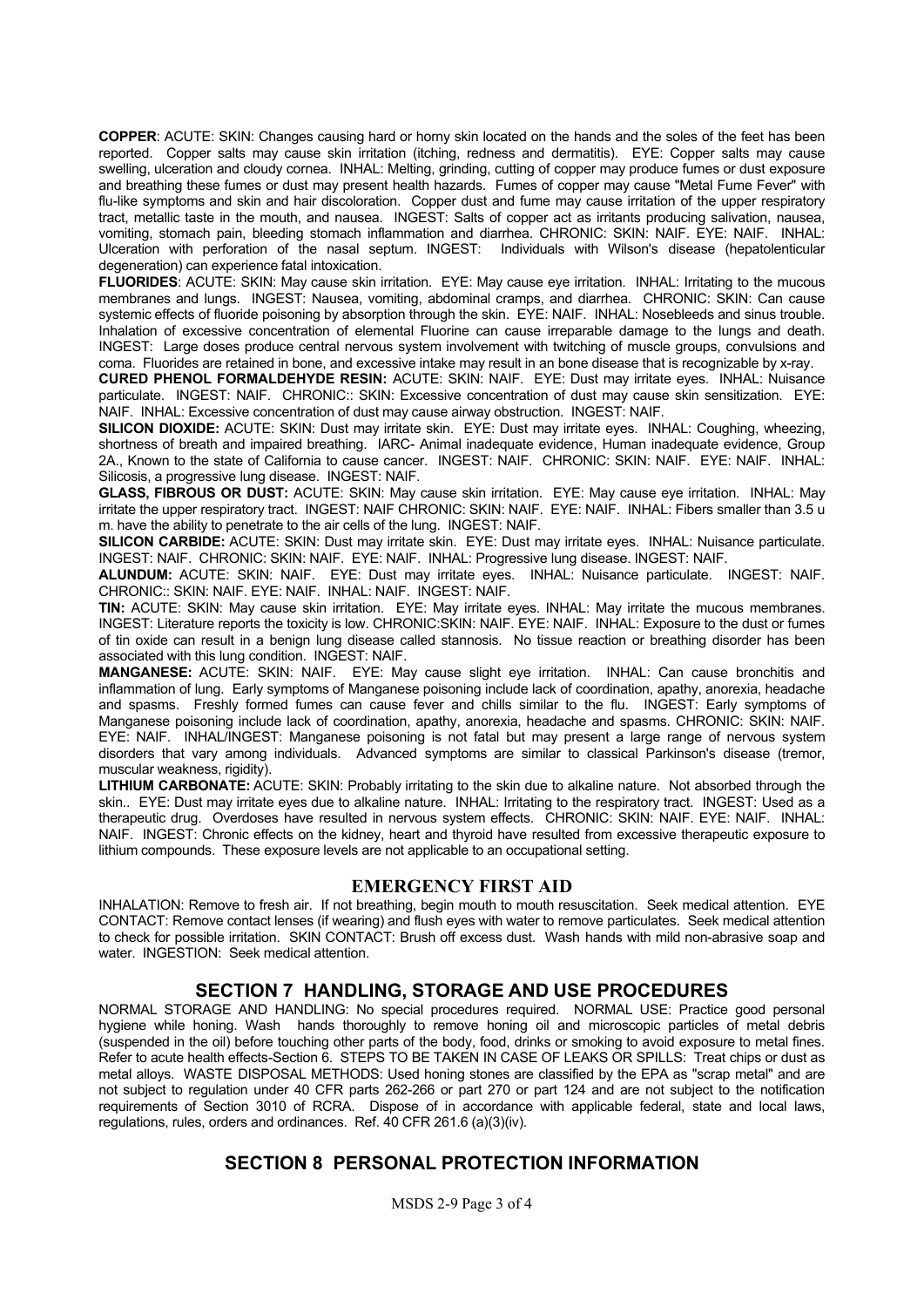**COPPER**: ACUTE: SKIN: Changes causing hard or horny skin located on the hands and the soles of the feet has been reported. Copper salts may cause skin irritation (itching, redness and dermatitis). EYE: Copper salts may cause swelling, ulceration and cloudy cornea. INHAL: Melting, grinding, cutting of copper may produce fumes or dust exposure and breathing these fumes or dust may present health hazards. Fumes of copper may cause "Metal Fume Fever" with flu-like symptoms and skin and hair discoloration. Copper dust and fume may cause irritation of the upper respiratory tract, metallic taste in the mouth, and nausea. INGEST: Salts of copper act as irritants producing salivation, nausea, vomiting, stomach pain, bleeding stomach inflammation and diarrhea. CHRONIC: SKIN: NAIF. EYE: NAIF. INHAL: Ulceration with perforation of the nasal septum. INGEST: Individuals with Wilson's disease (hepatolenticular degeneration) can experience fatal intoxication.

**FLUORIDES**: ACUTE: SKIN: May cause skin irritation. EYE: May cause eye irritation. INHAL: Irritating to the mucous membranes and lungs. INGEST: Nausea, vomiting, abdominal cramps, and diarrhea. CHRONIC: SKIN: Can cause systemic effects of fluoride poisoning by absorption through the skin. EYE: NAIF. INHAL: Nosebleeds and sinus trouble. Inhalation of excessive concentration of elemental Fluorine can cause irreparable damage to the lungs and death. INGEST: Large doses produce central nervous system involvement with twitching of muscle groups, convulsions and coma. Fluorides are retained in bone, and excessive intake may result in an bone disease that is recognizable by x-ray.

**CURED PHENOL FORMALDEHYDE RESIN:** ACUTE: SKIN: NAIF. EYE: Dust may irritate eyes. INHAL: Nuisance particulate. INGEST: NAIF. CHRONIC:: SKIN: Excessive concentration of dust may cause skin sensitization. EYE: NAIF. INHAL: Excessive concentration of dust may cause airway obstruction. INGEST: NAIF.

**SILICON DIOXIDE:** ACUTE: SKIN: Dust may irritate skin. EYE: Dust may irritate eyes. INHAL: Coughing, wheezing, shortness of breath and impaired breathing. IARC- Animal inadequate evidence, Human inadequate evidence, Group 2A., Known to the state of California to cause cancer. INGEST: NAIF. CHRONIC: SKIN: NAIF. EYE: NAIF. INHAL: Silicosis, a progressive lung disease. INGEST: NAIF.

**GLASS, FIBROUS OR DUST:** ACUTE: SKIN: May cause skin irritation. EYE: May cause eye irritation. INHAL: May irritate the upper respiratory tract. INGEST: NAIF CHRONIC: SKIN: NAIF. EYE: NAIF. INHAL: Fibers smaller than 3.5 u m. have the ability to penetrate to the air cells of the lung. INGEST: NAIF.

**SILICON CARBIDE:** ACUTE: SKIN: Dust may irritate skin. EYE: Dust may irritate eyes. INHAL: Nuisance particulate. INGEST: NAIF. CHRONIC: SKIN: NAIF. EYE: NAIF. INHAL: Progressive lung disease. INGEST: NAIF.

**ALUNDUM:** ACUTE: SKIN: NAIF. EYE: Dust may irritate eyes. INHAL: Nuisance particulate. INGEST: NAIF. CHRONIC:: SKIN: NAIF. EYE: NAIF. INHAL: NAIF. INGEST: NAIF.

**TIN:** ACUTE: SKIN: May cause skin irritation. EYE: May irritate eyes. INHAL: May irritate the mucous membranes. INGEST: Literature reports the toxicity is low. CHRONIC:SKIN: NAIF. EYE: NAIF. INHAL: Exposure to the dust or fumes of tin oxide can result in a benign lung disease called stannosis. No tissue reaction or breathing disorder has been associated with this lung condition. INGEST: NAIF.

**MANGANESE:** ACUTE: SKIN: NAIF. EYE: May cause slight eye irritation. INHAL: Can cause bronchitis and inflammation of lung. Early symptoms of Manganese poisoning include lack of coordination, apathy, anorexia, headache and spasms. Freshly formed fumes can cause fever and chills similar to the flu. INGEST: Early symptoms of Manganese poisoning include lack of coordination, apathy, anorexia, headache and spasms. CHRONIC: SKIN: NAIF. EYE: NAIF. INHAL/INGEST: Manganese poisoning is not fatal but may present a large range of nervous system disorders that vary among individuals. Advanced symptoms are similar to classical Parkinson's disease (tremor, muscular weakness, rigidity).

**LITHIUM CARBONATE:** ACUTE: SKIN: Probably irritating to the skin due to alkaline nature. Not absorbed through the skin.. EYE: Dust may irritate eyes due to alkaline nature. INHAL: Irritating to the respiratory tract. INGEST: Used as a therapeutic drug. Overdoses have resulted in nervous system effects. CHRONIC: SKIN: NAIF. EYE: NAIF. INHAL: NAIF. INGEST: Chronic effects on the kidney, heart and thyroid have resulted from excessive therapeutic exposure to lithium compounds. These exposure levels are not applicable to an occupational setting.

### EMERGENCY FIRST AID

INHALATION: Remove to fresh air. If not breathing, begin mouth to mouth resuscitation. Seek medical attention. EYE CONTACT: Remove contact lenses (if wearing) and flush eyes with water to remove particulates. Seek medical attention to check for possible irritation. SKIN CONTACT: Brush off excess dust. Wash hands with mild non-abrasive soap and water. INGESTION: Seek medical attention.

## SECTION 7 HANDLING, STORAGE AND USE PROCEDURES

NORMAL STORAGE AND HANDLING: No special procedures required. NORMAL USE: Practice good personal hygiene while honing. Wash hands thoroughly to remove honing oil and microscopic particles of metal debris (suspended in the oil) before touching other parts of the body, food, drinks or smoking to avoid exposure to metal fines. Refer to acute health effects-Section 6. STEPS TO BE TAKEN IN CASE OF LEAKS OR SPILLS: Treat chips or dust as metal alloys. WASTE DISPOSAL METHODS: Used honing stones are classified by the EPA as "scrap metal" and are not subject to regulation under 40 CFR parts 262-266 or part 270 or part 124 and are not subject to the notification requirements of Section 3010 of RCRA. Dispose of in accordance with applicable federal, state and local laws, regulations, rules, orders and ordinances. Ref. 40 CFR 261.6 (a)(3)(iv).

## SECTION 8 PERSONAL PROTECTION INFORMATION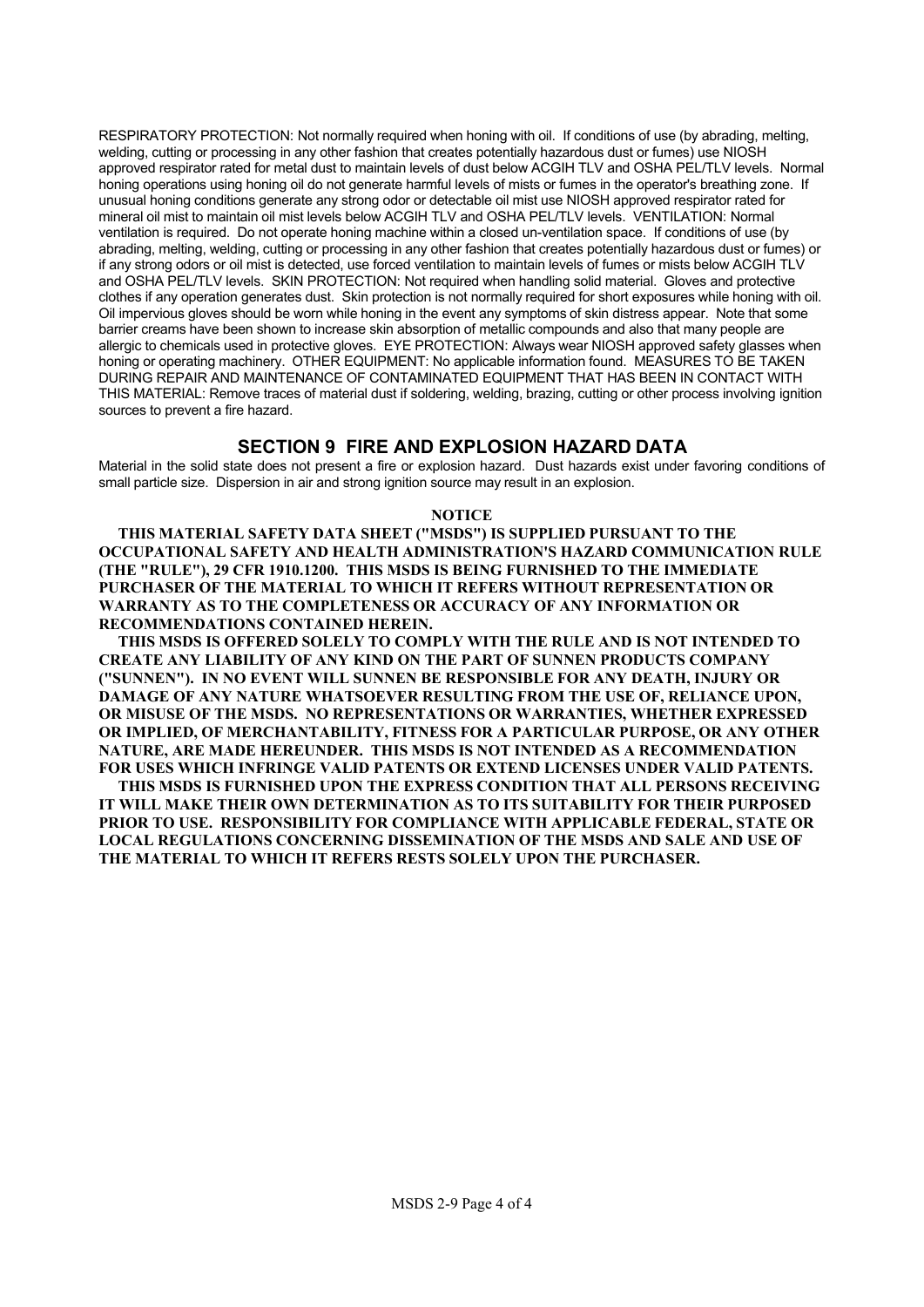RESPIRATORY PROTECTION: Not normally required when honing with oil. If conditions of use (by abrading, melting, welding, cutting or processing in any other fashion that creates potentially hazardous dust or fumes) use NIOSH approved respirator rated for metal dust to maintain levels of dust below ACGIH TLV and OSHA PEL/TLV levels. Normal honing operations using honing oil do not generate harmful levels of mists or fumes in the operator's breathing zone. If unusual honing conditions generate any strong odor or detectable oil mist use NIOSH approved respirator rated for mineral oil mist to maintain oil mist levels below ACGIH TLV and OSHA PEL/TLV levels. VENTILATION: Normal ventilation is required. Do not operate honing machine within a closed un-ventilation space. If conditions of use (by abrading, melting, welding, cutting or processing in any other fashion that creates potentially hazardous dust or fumes) or if any strong odors or oil mist is detected, use forced ventilation to maintain levels of fumes or mists below ACGIH TLV and OSHA PEL/TLV levels. SKIN PROTECTION: Not required when handling solid material. Gloves and protective clothes if any operation generates dust. Skin protection is not normally required for short exposures while honing with oil. Oil impervious gloves should be worn while honing in the event any symptoms of skin distress appear. Note that some barrier creams have been shown to increase skin absorption of metallic compounds and also that many people are allergic to chemicals used in protective gloves. EYE PROTECTION: Always wear NIOSH approved safety glasses when honing or operating machinery. OTHER EQUIPMENT: No applicable information found. MEASURES TO BE TAKEN DURING REPAIR AND MAINTENANCE OF CONTAMINATED EQUIPMENT THAT HAS BEEN IN CONTACT WITH THIS MATERIAL: Remove traces of material dust if soldering, welding, brazing, cutting or other process involving ignition sources to prevent a fire hazard.

## SECTION 9 FIRE AND EXPLOSION HAZARD DATA

Material in the solid state does not present a fire or explosion hazard. Dust hazards exist under favoring conditions of small particle size. Dispersion in air and strong ignition source may result in an explosion.

**NOTICE**

**THIS MATERIAL SAFETY DATA SHEET ("MSDS") IS SUPPLIED PURSUANT TO THE OCCUPATIONAL SAFETY AND HEALTH ADMINISTRATION'S HAZARD COMMUNICATION RULE (THE "RULE"), 29 CFR 1910.1200. THIS MSDS IS BEING FURNISHED TO THE IMMEDIATE PURCHASER OF THE MATERIAL TO WHICH IT REFERS WITHOUT REPRESENTATION OR WARRANTY AS TO THE COMPLETENESS OR ACCURACY OF ANY INFORMATION OR RECOMMENDATIONS CONTAINED HEREIN.**

**THIS MSDS IS OFFERED SOLELY TO COMPLY WITH THE RULE AND IS NOT INTENDED TO CREATE ANY LIABILITY OF ANY KIND ON THE PART OF SUNNEN PRODUCTS COMPANY ("SUNNEN"). IN NO EVENT WILL SUNNEN BE RESPONSIBLE FOR ANY DEATH, INJURY OR DAMAGE OF ANY NATURE WHATSOEVER RESULTING FROM THE USE OF, RELIANCE UPON, OR MISUSE OF THE MSDS. NO REPRESENTATIONS OR WARRANTIES, WHETHER EXPRESSED OR IMPLIED, OF MERCHANTABILITY, FITNESS FOR A PARTICULAR PURPOSE, OR ANY OTHER NATURE, ARE MADE HEREUNDER. THIS MSDS IS NOT INTENDED AS A RECOMMENDATION FOR USES WHICH INFRINGE VALID PATENTS OR EXTEND LICENSES UNDER VALID PATENTS.**

**THIS MSDS IS FURNISHED UPON THE EXPRESS CONDITION THAT ALL PERSONS RECEIVING IT WILL MAKE THEIR OWN DETERMINATION AS TO ITS SUITABILITY FOR THEIR PURPOSED PRIOR TO USE. RESPONSIBILITY FOR COMPLIANCE WITH APPLICABLE FEDERAL, STATE OR LOCAL REGULATIONS CONCERNING DISSEMINATION OF THE MSDS AND SALE AND USE OF THE MATERIAL TO WHICH IT REFERS RESTS SOLELY UPON THE PURCHASER.**